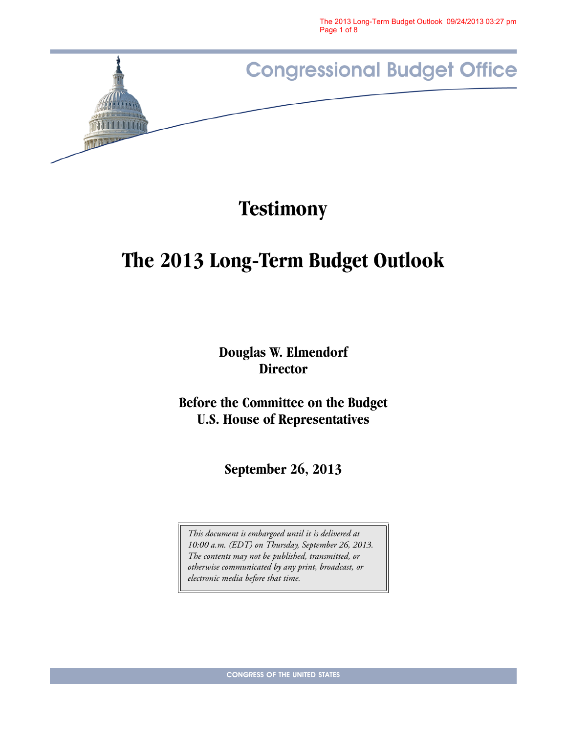Congressional Budget Office

# Testimony

# The 2013 Long-Term Budget Outlook

**Douglas W. Elmendorf**
**Director**

**Before the Committee on the Budget**
**U.S. House of Representatives**

**September 26, 2013**

*This document is embargoed until it is delivered at 10:00 a.m. (EDT) on Thursday, September 26, 2013. The contents may not be published, transmitted, or otherwise communicated by any print, broadcast, or electronic media before that time.*

CONGRESS OF THE UNITED STATES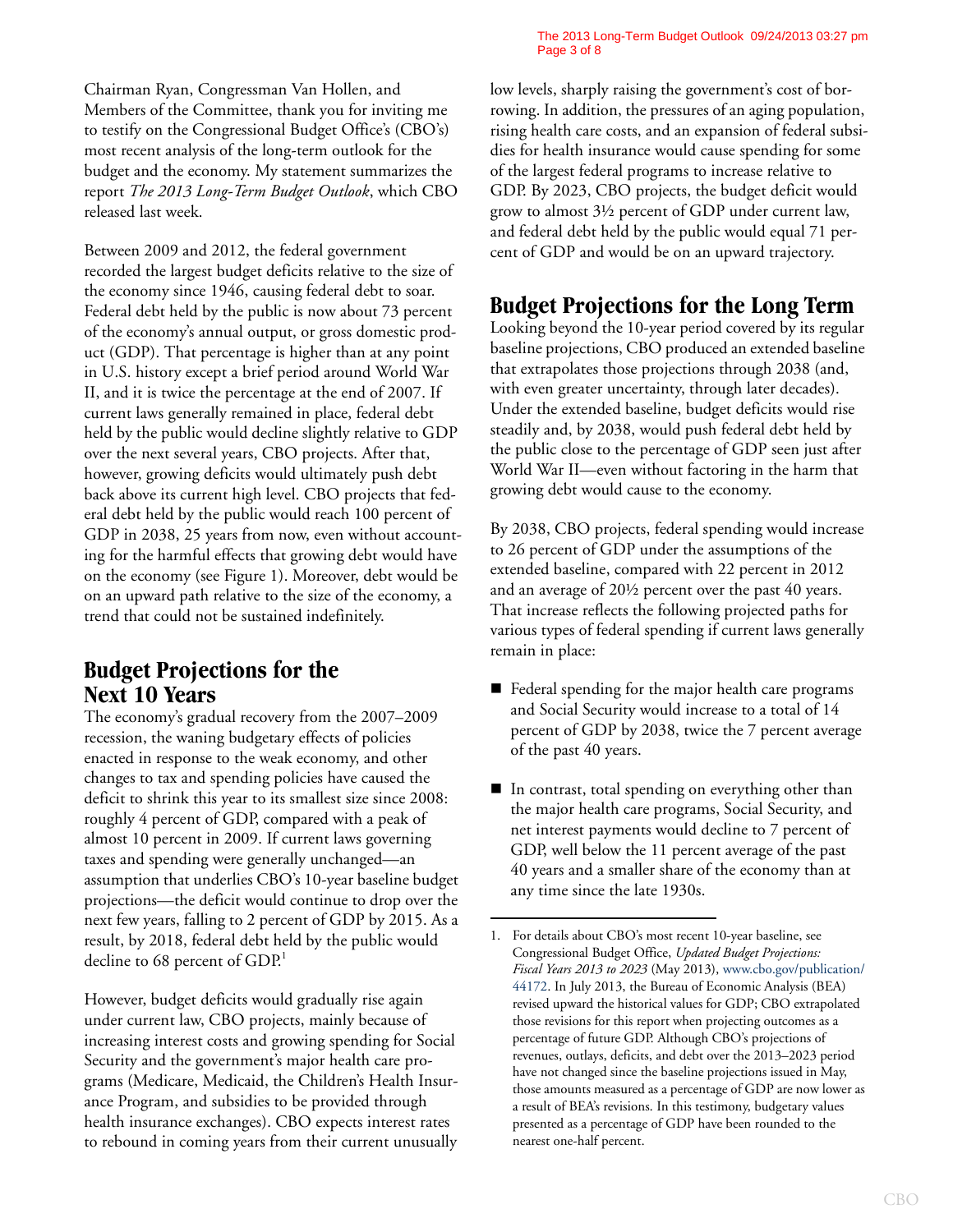Chairman Ryan, Congressman Van Hollen, and Members of the Committee, thank you for inviting me to testify on the Congressional Budget Office's (CBO's) most recent analysis of the long-term outlook for the budget and the economy. My statement summarizes the report *The 2013 Long-Term Budget Outlook*, which CBO released last week.

Between 2009 and 2012, the federal government recorded the largest budget deficits relative to the size of the economy since 1946, causing federal debt to soar. Federal debt held by the public is now about 73 percent of the economy's annual output, or gross domestic product (GDP). That percentage is higher than at any point in U.S. history except a brief period around World War II, and it is twice the percentage at the end of 2007. If current laws generally remained in place, federal debt held by the public would decline slightly relative to GDP over the next several years, CBO projects. After that, however, growing deficits would ultimately push debt back above its current high level. CBO projects that federal debt held by the public would reach 100 percent of GDP in 2038, 25 years from now, even without accounting for the harmful effects that growing debt would have on the economy (see Figure 1). Moreover, debt would be on an upward path relative to the size of the economy, a trend that could not be sustained indefinitely.

## Budget Projections for the Next 10 Years

The economy's gradual recovery from the 2007–2009 recession, the waning budgetary effects of policies enacted in response to the weak economy, and other changes to tax and spending policies have caused the deficit to shrink this year to its smallest size since 2008: roughly 4 percent of GDP, compared with a peak of almost 10 percent in 2009. If current laws governing taxes and spending were generally unchanged—an assumption that underlies CBO's 10-year baseline budget projections—the deficit would continue to drop over the next few years, falling to 2 percent of GDP by 2015. As a result, by 2018, federal debt held by the public would decline to 68 percent of GDP.[1]

However, budget deficits would gradually rise again under current law, CBO projects, mainly because of increasing interest costs and growing spending for Social Security and the government's major health care programs (Medicare, Medicaid, the Children's Health Insurance Program, and subsidies to be provided through health insurance exchanges). CBO expects interest rates to rebound in coming years from their current unusually low levels, sharply raising the government's cost of borrowing. In addition, the pressures of an aging population, rising health care costs, and an expansion of federal subsidies for health insurance would cause spending for some of the largest federal programs to increase relative to GDP. By 2023, CBO projects, the budget deficit would grow to almost 3½ percent of GDP under current law, and federal debt held by the public would equal 71 percent of GDP and would be on an upward trajectory.

## Budget Projections for the Long Term

Looking beyond the 10-year period covered by its regular baseline projections, CBO produced an extended baseline that extrapolates those projections through 2038 (and, with even greater uncertainty, through later decades). Under the extended baseline, budget deficits would rise steadily and, by 2038, would push federal debt held by the public close to the percentage of GDP seen just after World War II—even without factoring in the harm that growing debt would cause to the economy.

By 2038, CBO projects, federal spending would increase to 26 percent of GDP under the assumptions of the extended baseline, compared with 22 percent in 2012 and an average of 20½ percent over the past 40 years. That increase reflects the following projected paths for various types of federal spending if current laws generally remain in place:

- Federal spending for the major health care programs and Social Security would increase to a total of 14 percent of GDP by 2038, twice the 7 percent average of the past 40 years.
- In contrast, total spending on everything other than the major health care programs, Social Security, and net interest payments would decline to 7 percent of GDP, well below the 11 percent average of the past 40 years and a smaller share of the economy than at any time since the late 1930s.

---

1. For details about CBO's most recent 10-year baseline, see Congressional Budget Office, *Updated Budget Projections: Fiscal Years 2013 to 2023* (May 2013), www.cbo.gov/publication/44172. In July 2013, the Bureau of Economic Analysis (BEA) revised upward the historical values for GDP; CBO extrapolated those revisions for this report when projecting outcomes as a percentage of future GDP. Although CBO's projections of revenues, outlays, deficits, and debt over the 2013–2023 period have not changed since the baseline projections issued in May, those amounts measured as a percentage of GDP are now lower as a result of BEA's revisions. In this testimony, budgetary values presented as a percentage of GDP have been rounded to the nearest one-half percent.